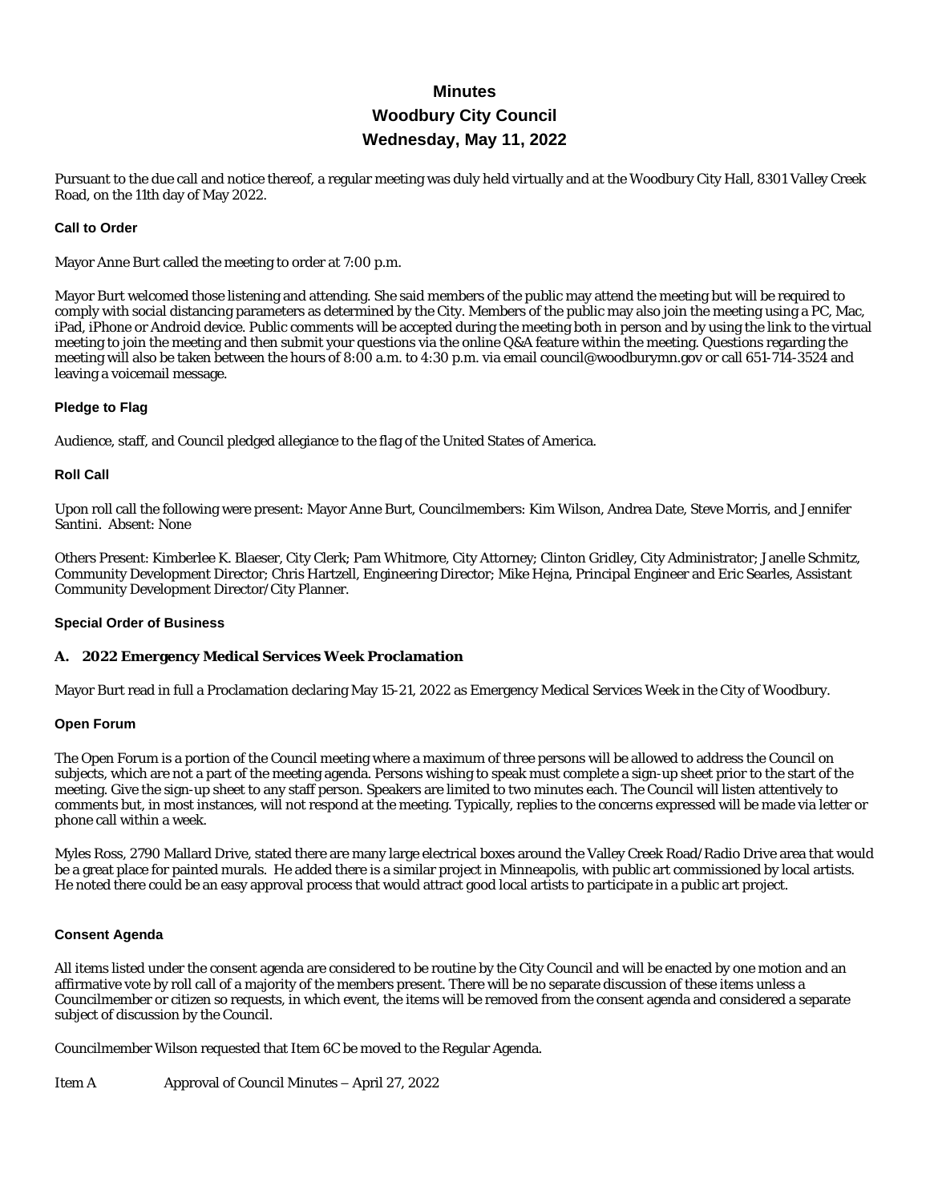# Minutes
# Woodbury City Council
# Wednesday, May 11, 2022

Pursuant to the due call and notice thereof, a regular meeting was duly held virtually and at the Woodbury City Hall, 8301 Valley Creek Road, on the 11th day of May 2022.

### Call to Order

Mayor Anne Burt called the meeting to order at 7:00 p.m.

Mayor Burt welcomed those listening and attending. She said members of the public may attend the meeting but will be required to comply with social distancing parameters as determined by the City. Members of the public may also join the meeting using a PC, Mac, iPad, iPhone or Android device. Public comments will be accepted during the meeting both in person and by using the link to the virtual meeting to join the meeting and then submit your questions via the online Q&A feature within the meeting. Questions regarding the meeting will also be taken between the hours of 8:00 a.m. to 4:30 p.m. via email council@woodburymn.gov or call 651-714-3524 and leaving a voicemail message.

### Pledge to Flag

Audience, staff, and Council pledged allegiance to the flag of the United States of America.

### Roll Call

Upon roll call the following were present: Mayor Anne Burt, Councilmembers: Kim Wilson, Andrea Date, Steve Morris, and Jennifer Santini. Absent: None

Others Present: Kimberlee K. Blaeser, City Clerk; Pam Whitmore, City Attorney; Clinton Gridley, City Administrator; Janelle Schmitz, Community Development Director; Chris Hartzell, Engineering Director; Mike Hejna, Principal Engineer and Eric Searles, Assistant Community Development Director/City Planner.

### Special Order of Business

**A. 2022 Emergency Medical Services Week Proclamation**

Mayor Burt read in full a Proclamation declaring May 15-21, 2022 as Emergency Medical Services Week in the City of Woodbury.

### Open Forum

The Open Forum is a portion of the Council meeting where a maximum of three persons will be allowed to address the Council on subjects, which are not a part of the meeting agenda. Persons wishing to speak must complete a sign-up sheet prior to the start of the meeting. Give the sign-up sheet to any staff person. Speakers are limited to two minutes each. The Council will listen attentively to comments but, in most instances, will not respond at the meeting. Typically, replies to the concerns expressed will be made via letter or phone call within a week.

Myles Ross, 2790 Mallard Drive, stated there are many large electrical boxes around the Valley Creek Road/Radio Drive area that would be a great place for painted murals. He added there is a similar project in Minneapolis, with public art commissioned by local artists. He noted there could be an easy approval process that would attract good local artists to participate in a public art project.

### Consent Agenda

All items listed under the consent agenda are considered to be routine by the City Council and will be enacted by one motion and an affirmative vote by roll call of a majority of the members present. There will be no separate discussion of these items unless a Councilmember or citizen so requests, in which event, the items will be removed from the consent agenda and considered a separate subject of discussion by the Council.

Councilmember Wilson requested that Item 6C be moved to the Regular Agenda.

Item A Approval of Council Minutes – April 27, 2022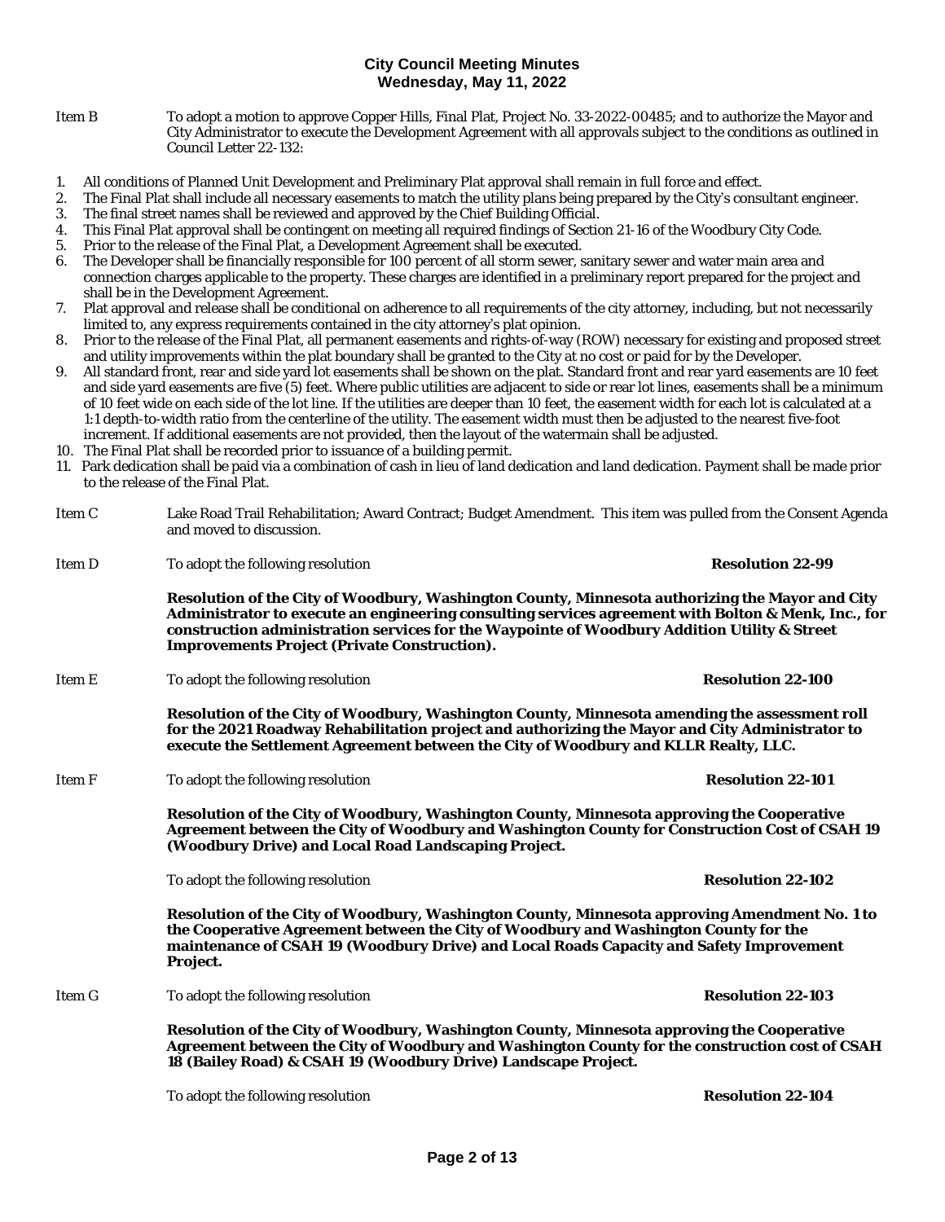**City Council Meeting Minutes**
**Wednesday, May 11, 2022**

Item B To adopt a motion to approve Copper Hills, Final Plat, Project No. 33-2022-00485; and to authorize the Mayor and City Administrator to execute the Development Agreement with all approvals subject to the conditions as outlined in Council Letter 22-132:

1. All conditions of Planned Unit Development and Preliminary Plat approval shall remain in full force and effect.
2. The Final Plat shall include all necessary easements to match the utility plans being prepared by the City's consultant engineer.
3. The final street names shall be reviewed and approved by the Chief Building Official.
4. This Final Plat approval shall be contingent on meeting all required findings of Section 21-16 of the Woodbury City Code.
5. Prior to the release of the Final Plat, a Development Agreement shall be executed.
6. The Developer shall be financially responsible for 100 percent of all storm sewer, sanitary sewer and water main area and connection charges applicable to the property. These charges are identified in a preliminary report prepared for the project and shall be in the Development Agreement.
7. Plat approval and release shall be conditional on adherence to all requirements of the city attorney, including, but not necessarily limited to, any express requirements contained in the city attorney's plat opinion.
8. Prior to the release of the Final Plat, all permanent easements and rights-of-way (ROW) necessary for existing and proposed street and utility improvements within the plat boundary shall be granted to the City at no cost or paid for by the Developer.
9. All standard front, rear and side yard lot easements shall be shown on the plat. Standard front and rear yard easements are 10 feet and side yard easements are five (5) feet. Where public utilities are adjacent to side or rear lot lines, easements shall be a minimum of 10 feet wide on each side of the lot line. If the utilities are deeper than 10 feet, the easement width for each lot is calculated at a 1:1 depth-to-width ratio from the centerline of the utility. The easement width must then be adjusted to the nearest five-foot increment. If additional easements are not provided, then the layout of the watermain shall be adjusted.
10. The Final Plat shall be recorded prior to issuance of a building permit.
11. Park dedication shall be paid via a combination of cash in lieu of land dedication and land dedication. Payment shall be made prior to the release of the Final Plat.

Item C Lake Road Trail Rehabilitation; Award Contract; Budget Amendment. This item was pulled from the Consent Agenda and moved to discussion.

Item D To adopt the following resolution **Resolution 22-99**

**Resolution of the City of Woodbury, Washington County, Minnesota authorizing the Mayor and City Administrator to execute an engineering consulting services agreement with Bolton & Menk, Inc., for construction administration services for the Waypointe of Woodbury Addition Utility & Street Improvements Project (Private Construction).**

Item E To adopt the following resolution **Resolution 22-100**

**Resolution of the City of Woodbury, Washington County, Minnesota amending the assessment roll for the 2021 Roadway Rehabilitation project and authorizing the Mayor and City Administrator to execute the Settlement Agreement between the City of Woodbury and KLLR Realty, LLC.**

Item F To adopt the following resolution **Resolution 22-101**

**Resolution of the City of Woodbury, Washington County, Minnesota approving the Cooperative Agreement between the City of Woodbury and Washington County for Construction Cost of CSAH 19 (Woodbury Drive) and Local Road Landscaping Project.**

To adopt the following resolution **Resolution 22-102**

**Resolution of the City of Woodbury, Washington County, Minnesota approving Amendment No. 1 to the Cooperative Agreement between the City of Woodbury and Washington County for the maintenance of CSAH 19 (Woodbury Drive) and Local Roads Capacity and Safety Improvement Project.**

Item G To adopt the following resolution **Resolution 22-103**

**Resolution of the City of Woodbury, Washington County, Minnesota approving the Cooperative Agreement between the City of Woodbury and Washington County for the construction cost of CSAH 18 (Bailey Road) & CSAH 19 (Woodbury Drive) Landscape Project.**

To adopt the following resolution **Resolution 22-104**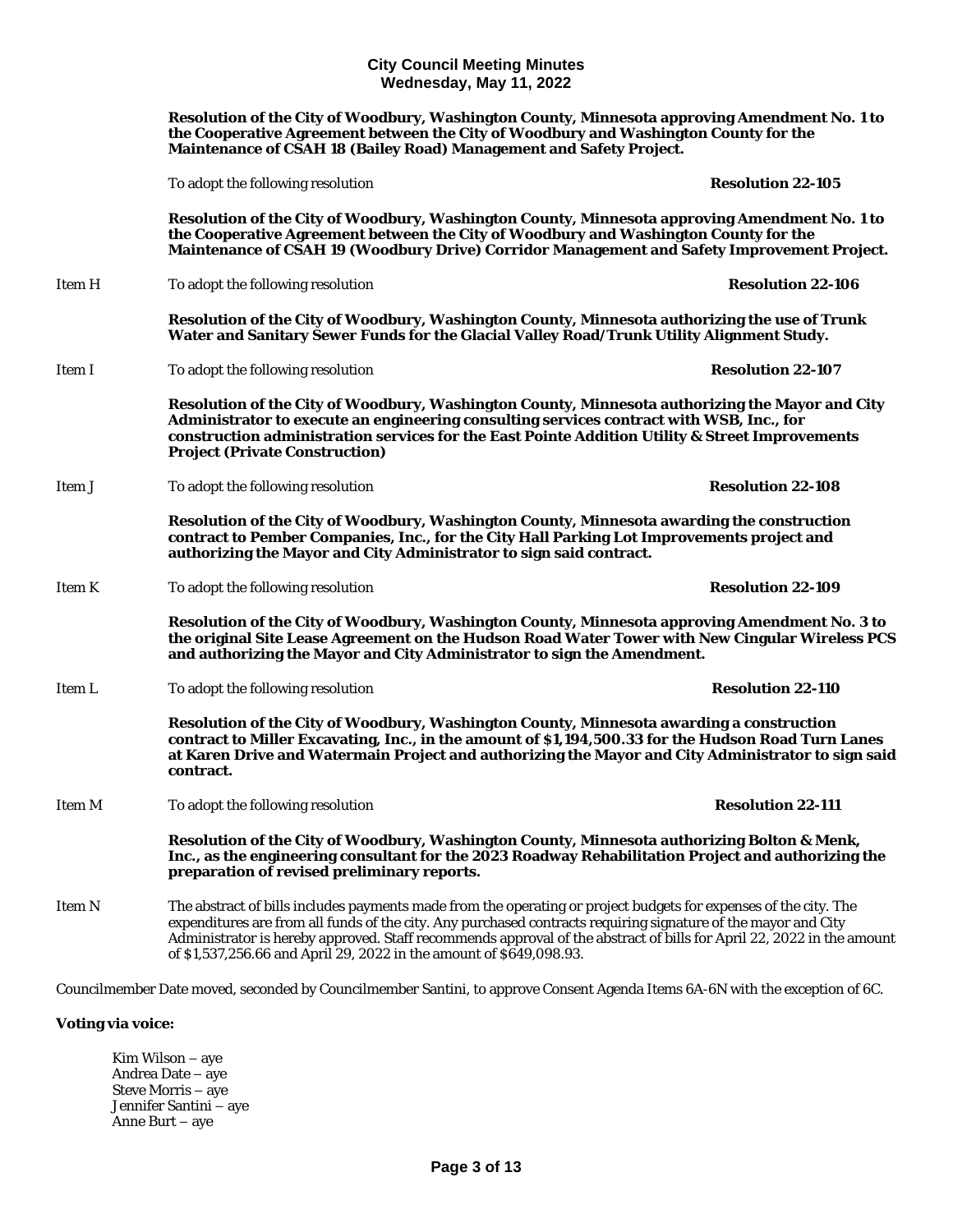**Resolution of the City of Woodbury, Washington County, Minnesota approving Amendment No. 1 to the Cooperative Agreement between the City of Woodbury and Washington County for the Maintenance of CSAH 18 (Bailey Road) Management and Safety Project.**

To adopt the following resolution **Resolution 22-105**

**Resolution of the City of Woodbury, Washington County, Minnesota approving Amendment No. 1 to the Cooperative Agreement between the City of Woodbury and Washington County for the Maintenance of CSAH 19 (Woodbury Drive) Corridor Management and Safety Improvement Project.**

Item H To adopt the following resolution **Resolution 22-106**

**Resolution of the City of Woodbury, Washington County, Minnesota authorizing the use of Trunk Water and Sanitary Sewer Funds for the Glacial Valley Road/Trunk Utility Alignment Study.**

Item I To adopt the following resolution **Resolution 22-107**

**Resolution of the City of Woodbury, Washington County, Minnesota authorizing the Mayor and City Administrator to execute an engineering consulting services contract with WSB, Inc., for construction administration services for the East Pointe Addition Utility & Street Improvements Project (Private Construction)**

Item J To adopt the following resolution **Resolution 22-108**

**Resolution of the City of Woodbury, Washington County, Minnesota awarding the construction contract to Pember Companies, Inc., for the City Hall Parking Lot Improvements project and authorizing the Mayor and City Administrator to sign said contract.**

Item K To adopt the following resolution **Resolution 22-109**

**Resolution of the City of Woodbury, Washington County, Minnesota approving Amendment No. 3 to the original Site Lease Agreement on the Hudson Road Water Tower with New Cingular Wireless PCS and authorizing the Mayor and City Administrator to sign the Amendment.**

Item L To adopt the following resolution **Resolution 22-110**

**Resolution of the City of Woodbury, Washington County, Minnesota awarding a construction contract to Miller Excavating, Inc., in the amount of $1,194,500.33 for the Hudson Road Turn Lanes at Karen Drive and Watermain Project and authorizing the Mayor and City Administrator to sign said contract.**

Item M To adopt the following resolution **Resolution 22-111**

**Resolution of the City of Woodbury, Washington County, Minnesota authorizing Bolton & Menk, Inc., as the engineering consultant for the 2023 Roadway Rehabilitation Project and authorizing the preparation of revised preliminary reports.**

Item N The abstract of bills includes payments made from the operating or project budgets for expenses of the city. The expenditures are from all funds of the city. Any purchased contracts requiring signature of the mayor and City Administrator is hereby approved. Staff recommends approval of the abstract of bills for April 22, 2022 in the amount of $1,537,256.66 and April 29, 2022 in the amount of $649,098.93.

Councilmember Date moved, seconded by Councilmember Santini, to approve Consent Agenda Items 6A-6N with the exception of 6C.

**Voting via voice:**

Kim Wilson – aye
Andrea Date – aye
Steve Morris – aye
Jennifer Santini – aye
Anne Burt – aye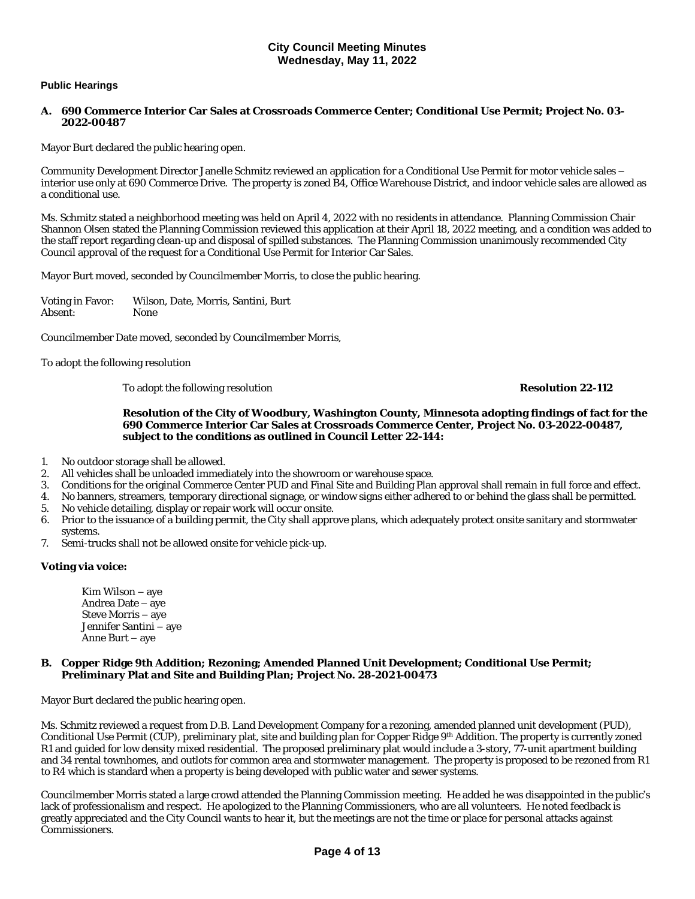# City Council Meeting Minutes
## Wednesday, May 11, 2022

### Public Hearings

**A. 690 Commerce Interior Car Sales at Crossroads Commerce Center; Conditional Use Permit; Project No. 03-2022-00487**

Mayor Burt declared the public hearing open.

Community Development Director Janelle Schmitz reviewed an application for a Conditional Use Permit for motor vehicle sales – interior use only at 690 Commerce Drive. The property is zoned B4, Office Warehouse District, and indoor vehicle sales are allowed as a conditional use.

Ms. Schmitz stated a neighborhood meeting was held on April 4, 2022 with no residents in attendance. Planning Commission Chair Shannon Olsen stated the Planning Commission reviewed this application at their April 18, 2022 meeting, and a condition was added to the staff report regarding clean-up and disposal of spilled substances. The Planning Commission unanimously recommended City Council approval of the request for a Conditional Use Permit for Interior Car Sales.

Mayor Burt moved, seconded by Councilmember Morris, to close the public hearing.

Voting in Favor: Wilson, Date, Morris, Santini, Burt
Absent: None

Councilmember Date moved, seconded by Councilmember Morris,

To adopt the following resolution

To adopt the following resolution **Resolution 22-112**

**Resolution of the City of Woodbury, Washington County, Minnesota adopting findings of fact for the 690 Commerce Interior Car Sales at Crossroads Commerce Center, Project No. 03-2022-00487, subject to the conditions as outlined in Council Letter 22-144:**

1. No outdoor storage shall be allowed.
2. All vehicles shall be unloaded immediately into the showroom or warehouse space.
3. Conditions for the original Commerce Center PUD and Final Site and Building Plan approval shall remain in full force and effect.
4. No banners, streamers, temporary directional signage, or window signs either adhered to or behind the glass shall be permitted.
5. No vehicle detailing, display or repair work will occur onsite.
6. Prior to the issuance of a building permit, the City shall approve plans, which adequately protect onsite sanitary and stormwater systems.
7. Semi-trucks shall not be allowed onsite for vehicle pick-up.

**Voting via voice:**

Kim Wilson – aye
Andrea Date – aye
Steve Morris – aye
Jennifer Santini – aye
Anne Burt – aye

**B. Copper Ridge 9th Addition; Rezoning; Amended Planned Unit Development; Conditional Use Permit; Preliminary Plat and Site and Building Plan; Project No. 28-2021-00473**

Mayor Burt declared the public hearing open.

Ms. Schmitz reviewed a request from D.B. Land Development Company for a rezoning, amended planned unit development (PUD), Conditional Use Permit (CUP), preliminary plat, site and building plan for Copper Ridge 9th Addition. The property is currently zoned R1 and guided for low density mixed residential. The proposed preliminary plat would include a 3-story, 77-unit apartment building and 34 rental townhomes, and outlots for common area and stormwater management. The property is proposed to be rezoned from R1 to R4 which is standard when a property is being developed with public water and sewer systems.

Councilmember Morris stated a large crowd attended the Planning Commission meeting. He added he was disappointed in the public's lack of professionalism and respect. He apologized to the Planning Commissioners, who are all volunteers. He noted feedback is greatly appreciated and the City Council wants to hear it, but the meetings are not the time or place for personal attacks against Commissioners.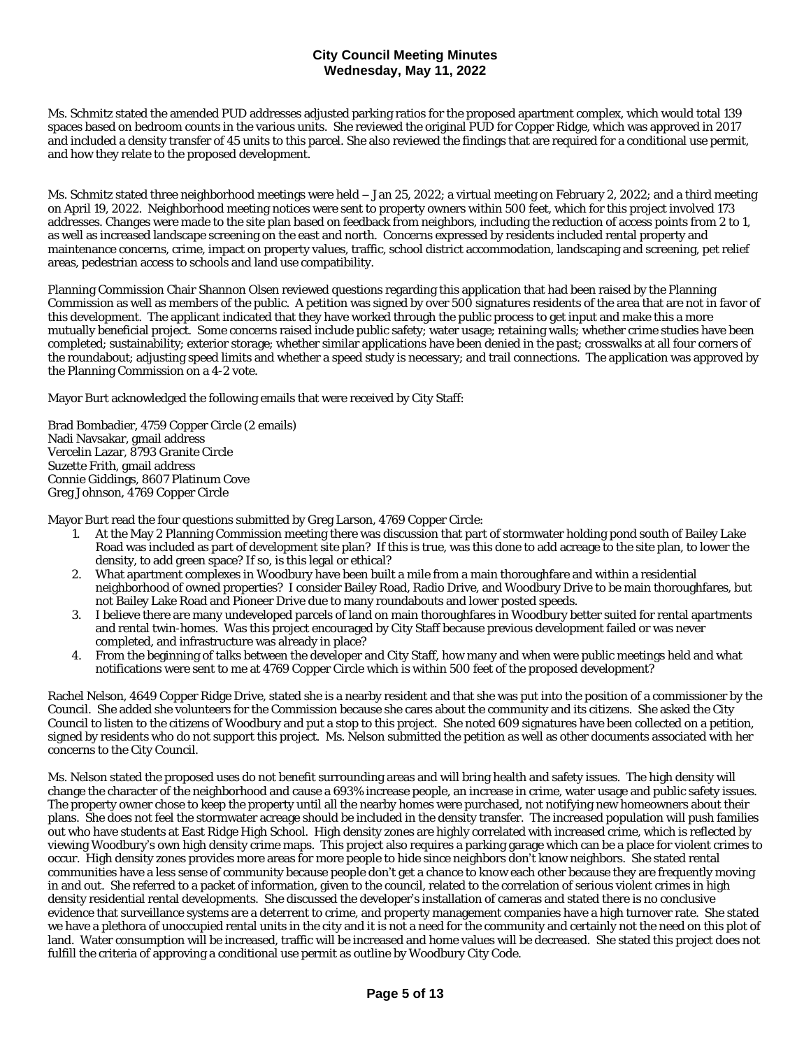# City Council Meeting Minutes
## Wednesday, May 11, 2022

Ms. Schmitz stated the amended PUD addresses adjusted parking ratios for the proposed apartment complex, which would total 139 spaces based on bedroom counts in the various units. She reviewed the original PUD for Copper Ridge, which was approved in 2017 and included a density transfer of 45 units to this parcel. She also reviewed the findings that are required for a conditional use permit, and how they relate to the proposed development.

Ms. Schmitz stated three neighborhood meetings were held – Jan 25, 2022; a virtual meeting on February 2, 2022; and a third meeting on April 19, 2022. Neighborhood meeting notices were sent to property owners within 500 feet, which for this project involved 173 addresses. Changes were made to the site plan based on feedback from neighbors, including the reduction of access points from 2 to 1, as well as increased landscape screening on the east and north. Concerns expressed by residents included rental property and maintenance concerns, crime, impact on property values, traffic, school district accommodation, landscaping and screening, pet relief areas, pedestrian access to schools and land use compatibility.

Planning Commission Chair Shannon Olsen reviewed questions regarding this application that had been raised by the Planning Commission as well as members of the public. A petition was signed by over 500 signatures residents of the area that are not in favor of this development. The applicant indicated that they have worked through the public process to get input and make this a more mutually beneficial project. Some concerns raised include public safety; water usage; retaining walls; whether crime studies have been completed; sustainability; exterior storage; whether similar applications have been denied in the past; crosswalks at all four corners of the roundabout; adjusting speed limits and whether a speed study is necessary; and trail connections. The application was approved by the Planning Commission on a 4-2 vote.

Mayor Burt acknowledged the following emails that were received by City Staff:

Brad Bombadier, 4759 Copper Circle (2 emails)
Nadi Navsakar, gmail address
Vercelin Lazar, 8793 Granite Circle
Suzette Frith, gmail address
Connie Giddings, 8607 Platinum Cove
Greg Johnson, 4769 Copper Circle

Mayor Burt read the four questions submitted by Greg Larson, 4769 Copper Circle:

1. At the May 2 Planning Commission meeting there was discussion that part of stormwater holding pond south of Bailey Lake Road was included as part of development site plan? If this is true, was this done to add acreage to the site plan, to lower the density, to add green space? If so, is this legal or ethical?
2. What apartment complexes in Woodbury have been built a mile from a main thoroughfare and within a residential neighborhood of owned properties? I consider Bailey Road, Radio Drive, and Woodbury Drive to be main thoroughfares, but not Bailey Lake Road and Pioneer Drive due to many roundabouts and lower posted speeds.
3. I believe there are many undeveloped parcels of land on main thoroughfares in Woodbury better suited for rental apartments and rental twin-homes. Was this project encouraged by City Staff because previous development failed or was never completed, and infrastructure was already in place?
4. From the beginning of talks between the developer and City Staff, how many and when were public meetings held and what notifications were sent to me at 4769 Copper Circle which is within 500 feet of the proposed development?

Rachel Nelson, 4649 Copper Ridge Drive, stated she is a nearby resident and that she was put into the position of a commissioner by the Council. She added she volunteers for the Commission because she cares about the community and its citizens. She asked the City Council to listen to the citizens of Woodbury and put a stop to this project. She noted 609 signatures have been collected on a petition, signed by residents who do not support this project. Ms. Nelson submitted the petition as well as other documents associated with her concerns to the City Council.

Ms. Nelson stated the proposed uses do not benefit surrounding areas and will bring health and safety issues. The high density will change the character of the neighborhood and cause a 693% increase people, an increase in crime, water usage and public safety issues. The property owner chose to keep the property until all the nearby homes were purchased, not notifying new homeowners about their plans. She does not feel the stormwater acreage should be included in the density transfer. The increased population will push families out who have students at East Ridge High School. High density zones are highly correlated with increased crime, which is reflected by viewing Woodbury's own high density crime maps. This project also requires a parking garage which can be a place for violent crimes to occur. High density zones provides more areas for more people to hide since neighbors don't know neighbors. She stated rental communities have a less sense of community because people don't get a chance to know each other because they are frequently moving in and out. She referred to a packet of information, given to the council, related to the correlation of serious violent crimes in high density residential rental developments. She discussed the developer's installation of cameras and stated there is no conclusive evidence that surveillance systems are a deterrent to crime, and property management companies have a high turnover rate. She stated we have a plethora of unoccupied rental units in the city and it is not a need for the community and certainly not the need on this plot of land. Water consumption will be increased, traffic will be increased and home values will be decreased. She stated this project does not fulfill the criteria of approving a conditional use permit as outline by Woodbury City Code.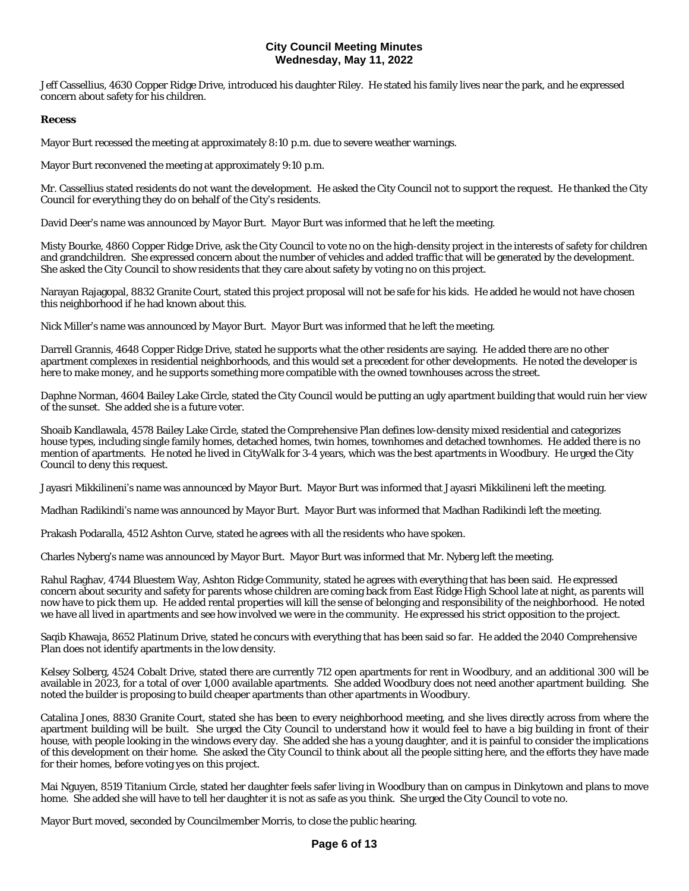Jeff Cassellius, 4630 Copper Ridge Drive, introduced his daughter Riley. He stated his family lives near the park, and he expressed concern about safety for his children.

**Recess**

Mayor Burt recessed the meeting at approximately 8:10 p.m. due to severe weather warnings.

Mayor Burt reconvened the meeting at approximately 9:10 p.m.

Mr. Cassellius stated residents do not want the development. He asked the City Council not to support the request. He thanked the City Council for everything they do on behalf of the City's residents.

David Deer's name was announced by Mayor Burt. Mayor Burt was informed that he left the meeting.

Misty Bourke, 4860 Copper Ridge Drive, ask the City Council to vote no on the high-density project in the interests of safety for children and grandchildren. She expressed concern about the number of vehicles and added traffic that will be generated by the development. She asked the City Council to show residents that they care about safety by voting no on this project.

Narayan Rajagopal, 8832 Granite Court, stated this project proposal will not be safe for his kids. He added he would not have chosen this neighborhood if he had known about this.

Nick Miller's name was announced by Mayor Burt. Mayor Burt was informed that he left the meeting.

Darrell Grannis, 4648 Copper Ridge Drive, stated he supports what the other residents are saying. He added there are no other apartment complexes in residential neighborhoods, and this would set a precedent for other developments. He noted the developer is here to make money, and he supports something more compatible with the owned townhouses across the street.

Daphne Norman, 4604 Bailey Lake Circle, stated the City Council would be putting an ugly apartment building that would ruin her view of the sunset. She added she is a future voter.

Shoaib Kandlawala, 4578 Bailey Lake Circle, stated the Comprehensive Plan defines low-density mixed residential and categorizes house types, including single family homes, detached homes, twin homes, townhomes and detached townhomes. He added there is no mention of apartments. He noted he lived in CityWalk for 3-4 years, which was the best apartments in Woodbury. He urged the City Council to deny this request.

Jayasri Mikkilineni's name was announced by Mayor Burt. Mayor Burt was informed that Jayasri Mikkilineni left the meeting.

Madhan Radikindi's name was announced by Mayor Burt. Mayor Burt was informed that Madhan Radikindi left the meeting.

Prakash Podaralla, 4512 Ashton Curve, stated he agrees with all the residents who have spoken.

Charles Nyberg's name was announced by Mayor Burt. Mayor Burt was informed that Mr. Nyberg left the meeting.

Rahul Raghav, 4744 Bluestem Way, Ashton Ridge Community, stated he agrees with everything that has been said. He expressed concern about security and safety for parents whose children are coming back from East Ridge High School late at night, as parents will now have to pick them up. He added rental properties will kill the sense of belonging and responsibility of the neighborhood. He noted we have all lived in apartments and see how involved we were in the community. He expressed his strict opposition to the project.

Saqib Khawaja, 8652 Platinum Drive, stated he concurs with everything that has been said so far. He added the 2040 Comprehensive Plan does not identify apartments in the low density.

Kelsey Solberg, 4524 Cobalt Drive, stated there are currently 712 open apartments for rent in Woodbury, and an additional 300 will be available in 2023, for a total of over 1,000 available apartments. She added Woodbury does not need another apartment building. She noted the builder is proposing to build cheaper apartments than other apartments in Woodbury.

Catalina Jones, 8830 Granite Court, stated she has been to every neighborhood meeting, and she lives directly across from where the apartment building will be built. She urged the City Council to understand how it would feel to have a big building in front of their house, with people looking in the windows every day. She added she has a young daughter, and it is painful to consider the implications of this development on their home. She asked the City Council to think about all the people sitting here, and the efforts they have made for their homes, before voting yes on this project.

Mai Nguyen, 8519 Titanium Circle, stated her daughter feels safer living in Woodbury than on campus in Dinkytown and plans to move home. She added she will have to tell her daughter it is not as safe as you think. She urged the City Council to vote no.

Mayor Burt moved, seconded by Councilmember Morris, to close the public hearing.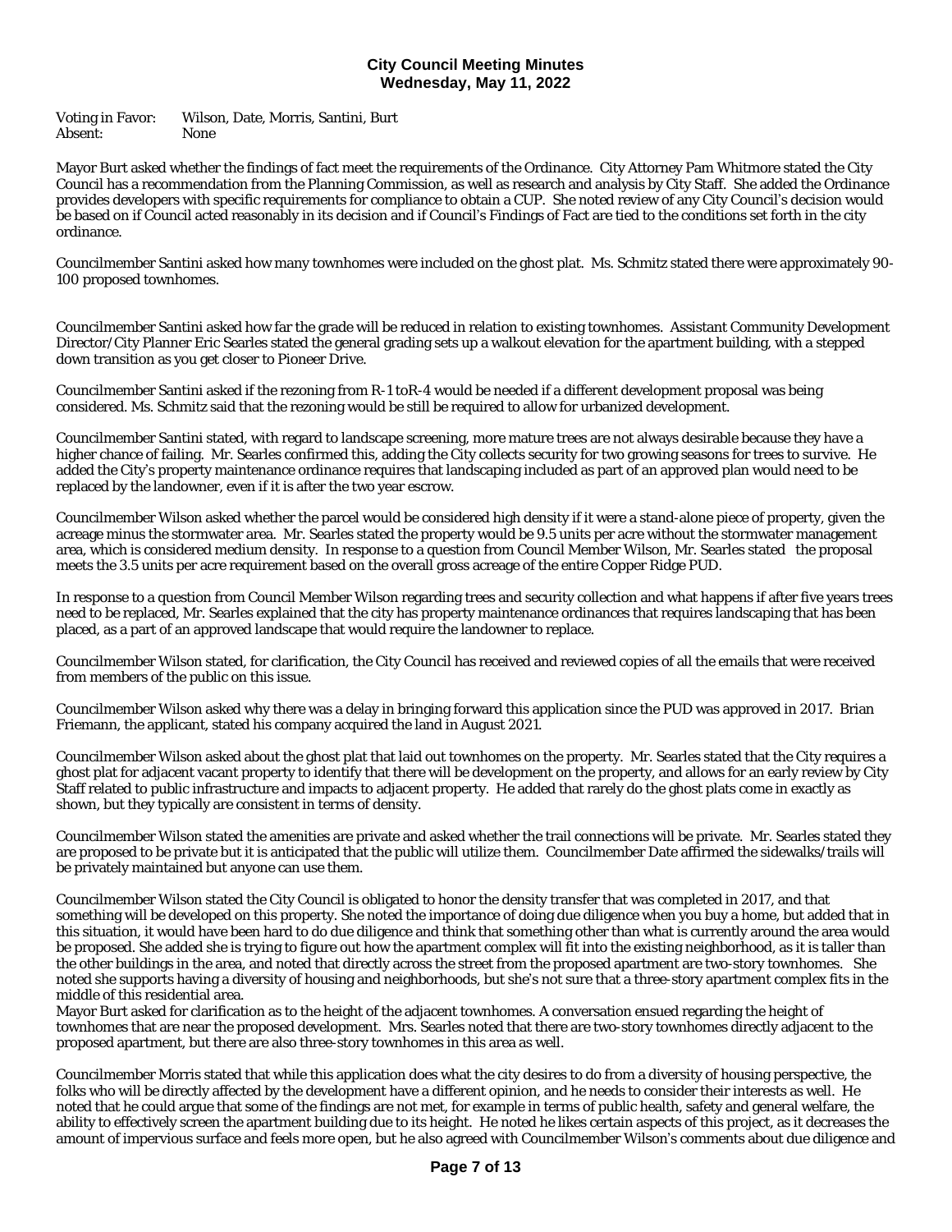Voting in Favor: Wilson, Date, Morris, Santini, Burt
Absent: None

Mayor Burt asked whether the findings of fact meet the requirements of the Ordinance. City Attorney Pam Whitmore stated the City Council has a recommendation from the Planning Commission, as well as research and analysis by City Staff. She added the Ordinance provides developers with specific requirements for compliance to obtain a CUP. She noted review of any City Council's decision would be based on if Council acted reasonably in its decision and if Council's Findings of Fact are tied to the conditions set forth in the city ordinance.

Councilmember Santini asked how many townhomes were included on the ghost plat. Ms. Schmitz stated there were approximately 90-100 proposed townhomes.

Councilmember Santini asked how far the grade will be reduced in relation to existing townhomes. Assistant Community Development Director/City Planner Eric Searles stated the general grading sets up a walkout elevation for the apartment building, with a stepped down transition as you get closer to Pioneer Drive.

Councilmember Santini asked if the rezoning from R-1 toR-4 would be needed if a different development proposal was being considered. Ms. Schmitz said that the rezoning would be still be required to allow for urbanized development.

Councilmember Santini stated, with regard to landscape screening, more mature trees are not always desirable because they have a higher chance of failing. Mr. Searles confirmed this, adding the City collects security for two growing seasons for trees to survive. He added the City's property maintenance ordinance requires that landscaping included as part of an approved plan would need to be replaced by the landowner, even if it is after the two year escrow.

Councilmember Wilson asked whether the parcel would be considered high density if it were a stand-alone piece of property, given the acreage minus the stormwater area. Mr. Searles stated the property would be 9.5 units per acre without the stormwater management area, which is considered medium density. In response to a question from Council Member Wilson, Mr. Searles stated the proposal meets the 3.5 units per acre requirement based on the overall gross acreage of the entire Copper Ridge PUD.

In response to a question from Council Member Wilson regarding trees and security collection and what happens if after five years trees need to be replaced, Mr. Searles explained that the city has property maintenance ordinances that requires landscaping that has been placed, as a part of an approved landscape that would require the landowner to replace.

Councilmember Wilson stated, for clarification, the City Council has received and reviewed copies of all the emails that were received from members of the public on this issue.

Councilmember Wilson asked why there was a delay in bringing forward this application since the PUD was approved in 2017. Brian Friemann, the applicant, stated his company acquired the land in August 2021.

Councilmember Wilson asked about the ghost plat that laid out townhomes on the property. Mr. Searles stated that the City requires a ghost plat for adjacent vacant property to identify that there will be development on the property, and allows for an early review by City Staff related to public infrastructure and impacts to adjacent property. He added that rarely do the ghost plats come in exactly as shown, but they typically are consistent in terms of density.

Councilmember Wilson stated the amenities are private and asked whether the trail connections will be private. Mr. Searles stated they are proposed to be private but it is anticipated that the public will utilize them. Councilmember Date affirmed the sidewalks/trails will be privately maintained but anyone can use them.

Councilmember Wilson stated the City Council is obligated to honor the density transfer that was completed in 2017, and that something will be developed on this property. She noted the importance of doing due diligence when you buy a home, but added that in this situation, it would have been hard to do due diligence and think that something other than what is currently around the area would be proposed. She added she is trying to figure out how the apartment complex will fit into the existing neighborhood, as it is taller than the other buildings in the area, and noted that directly across the street from the proposed apartment are two-story townhomes. She noted she supports having a diversity of housing and neighborhoods, but she's not sure that a three-story apartment complex fits in the middle of this residential area.

Mayor Burt asked for clarification as to the height of the adjacent townhomes. A conversation ensued regarding the height of townhomes that are near the proposed development. Mrs. Searles noted that there are two-story townhomes directly adjacent to the proposed apartment, but there are also three-story townhomes in this area as well.

Councilmember Morris stated that while this application does what the city desires to do from a diversity of housing perspective, the folks who will be directly affected by the development have a different opinion, and he needs to consider their interests as well. He noted that he could argue that some of the findings are not met, for example in terms of public health, safety and general welfare, the ability to effectively screen the apartment building due to its height. He noted he likes certain aspects of this project, as it decreases the amount of impervious surface and feels more open, but he also agreed with Councilmember Wilson's comments about due diligence and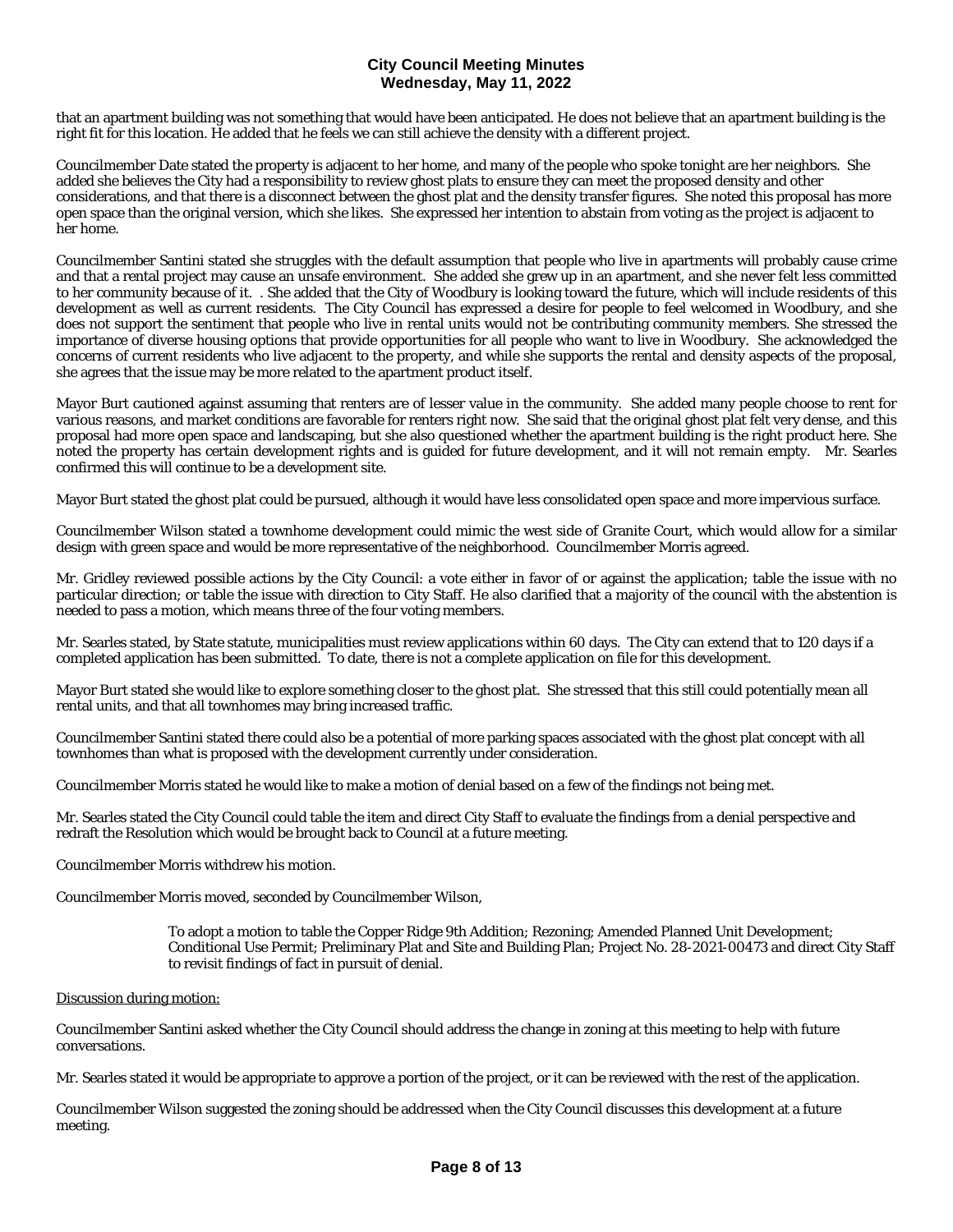that an apartment building was not something that would have been anticipated. He does not believe that an apartment building is the right fit for this location. He added that he feels we can still achieve the density with a different project.

Councilmember Date stated the property is adjacent to her home, and many of the people who spoke tonight are her neighbors. She added she believes the City had a responsibility to review ghost plats to ensure they can meet the proposed density and other considerations, and that there is a disconnect between the ghost plat and the density transfer figures. She noted this proposal has more open space than the original version, which she likes. She expressed her intention to abstain from voting as the project is adjacent to her home.

Councilmember Santini stated she struggles with the default assumption that people who live in apartments will probably cause crime and that a rental project may cause an unsafe environment. She added she grew up in an apartment, and she never felt less committed to her community because of it. . She added that the City of Woodbury is looking toward the future, which will include residents of this development as well as current residents. The City Council has expressed a desire for people to feel welcomed in Woodbury, and she does not support the sentiment that people who live in rental units would not be contributing community members. She stressed the importance of diverse housing options that provide opportunities for all people who want to live in Woodbury. She acknowledged the concerns of current residents who live adjacent to the property, and while she supports the rental and density aspects of the proposal, she agrees that the issue may be more related to the apartment product itself.

Mayor Burt cautioned against assuming that renters are of lesser value in the community. She added many people choose to rent for various reasons, and market conditions are favorable for renters right now. She said that the original ghost plat felt very dense, and this proposal had more open space and landscaping, but she also questioned whether the apartment building is the right product here. She noted the property has certain development rights and is guided for future development, and it will not remain empty. Mr. Searles confirmed this will continue to be a development site.

Mayor Burt stated the ghost plat could be pursued, although it would have less consolidated open space and more impervious surface.

Councilmember Wilson stated a townhome development could mimic the west side of Granite Court, which would allow for a similar design with green space and would be more representative of the neighborhood. Councilmember Morris agreed.

Mr. Gridley reviewed possible actions by the City Council: a vote either in favor of or against the application; table the issue with no particular direction; or table the issue with direction to City Staff. He also clarified that a majority of the council with the abstention is needed to pass a motion, which means three of the four voting members.

Mr. Searles stated, by State statute, municipalities must review applications within 60 days. The City can extend that to 120 days if a completed application has been submitted. To date, there is not a complete application on file for this development.

Mayor Burt stated she would like to explore something closer to the ghost plat. She stressed that this still could potentially mean all rental units, and that all townhomes may bring increased traffic.

Councilmember Santini stated there could also be a potential of more parking spaces associated with the ghost plat concept with all townhomes than what is proposed with the development currently under consideration.

Councilmember Morris stated he would like to make a motion of denial based on a few of the findings not being met.

Mr. Searles stated the City Council could table the item and direct City Staff to evaluate the findings from a denial perspective and redraft the Resolution which would be brought back to Council at a future meeting.

Councilmember Morris withdrew his motion.

Councilmember Morris moved, seconded by Councilmember Wilson,

> To adopt a motion to table the Copper Ridge 9th Addition; Rezoning; Amended Planned Unit Development; Conditional Use Permit; Preliminary Plat and Site and Building Plan; Project No. 28-2021-00473 and direct City Staff to revisit findings of fact in pursuit of denial.

Discussion during motion:

Councilmember Santini asked whether the City Council should address the change in zoning at this meeting to help with future conversations.

Mr. Searles stated it would be appropriate to approve a portion of the project, or it can be reviewed with the rest of the application.

Councilmember Wilson suggested the zoning should be addressed when the City Council discusses this development at a future meeting.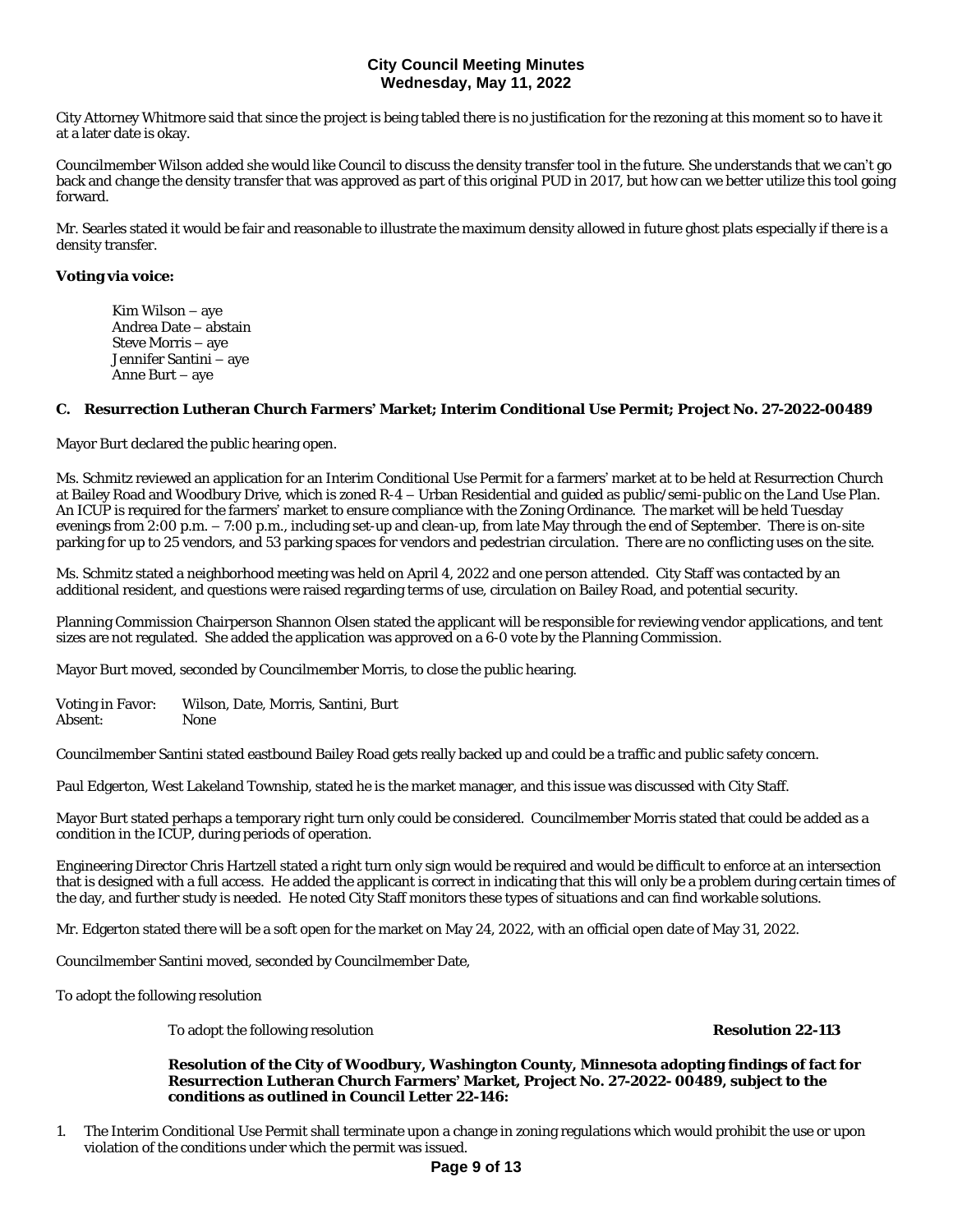City Attorney Whitmore said that since the project is being tabled there is no justification for the rezoning at this moment so to have it at a later date is okay.

Councilmember Wilson added she would like Council to discuss the density transfer tool in the future. She understands that we can't go back and change the density transfer that was approved as part of this original PUD in 2017, but how can we better utilize this tool going forward.

Mr. Searles stated it would be fair and reasonable to illustrate the maximum density allowed in future ghost plats especially if there is a density transfer.

**Voting via voice:**

Kim Wilson – aye
Andrea Date – abstain
Steve Morris – aye
Jennifer Santini – aye
Anne Burt – aye

### C. Resurrection Lutheran Church Farmers' Market; Interim Conditional Use Permit; Project No. 27-2022-00489

Mayor Burt declared the public hearing open.

Ms. Schmitz reviewed an application for an Interim Conditional Use Permit for a farmers' market at to be held at Resurrection Church at Bailey Road and Woodbury Drive, which is zoned R-4 – Urban Residential and guided as public/semi-public on the Land Use Plan. An ICUP is required for the farmers' market to ensure compliance with the Zoning Ordinance. The market will be held Tuesday evenings from 2:00 p.m. – 7:00 p.m., including set-up and clean-up, from late May through the end of September. There is on-site parking for up to 25 vendors, and 53 parking spaces for vendors and pedestrian circulation. There are no conflicting uses on the site.

Ms. Schmitz stated a neighborhood meeting was held on April 4, 2022 and one person attended. City Staff was contacted by an additional resident, and questions were raised regarding terms of use, circulation on Bailey Road, and potential security.

Planning Commission Chairperson Shannon Olsen stated the applicant will be responsible for reviewing vendor applications, and tent sizes are not regulated. She added the application was approved on a 6-0 vote by the Planning Commission.

Mayor Burt moved, seconded by Councilmember Morris, to close the public hearing.

Voting in Favor: Wilson, Date, Morris, Santini, Burt
Absent: None

Councilmember Santini stated eastbound Bailey Road gets really backed up and could be a traffic and public safety concern.

Paul Edgerton, West Lakeland Township, stated he is the market manager, and this issue was discussed with City Staff.

Mayor Burt stated perhaps a temporary right turn only could be considered. Councilmember Morris stated that could be added as a condition in the ICUP, during periods of operation.

Engineering Director Chris Hartzell stated a right turn only sign would be required and would be difficult to enforce at an intersection that is designed with a full access. He added the applicant is correct in indicating that this will only be a problem during certain times of the day, and further study is needed. He noted City Staff monitors these types of situations and can find workable solutions.

Mr. Edgerton stated there will be a soft open for the market on May 24, 2022, with an official open date of May 31, 2022.

Councilmember Santini moved, seconded by Councilmember Date,

To adopt the following resolution

To adopt the following resolution **Resolution 22-113**

**Resolution of the City of Woodbury, Washington County, Minnesota adopting findings of fact for Resurrection Lutheran Church Farmers' Market, Project No. 27-2022- 00489, subject to the conditions as outlined in Council Letter 22-146:**

1. The Interim Conditional Use Permit shall terminate upon a change in zoning regulations which would prohibit the use or upon violation of the conditions under which the permit was issued.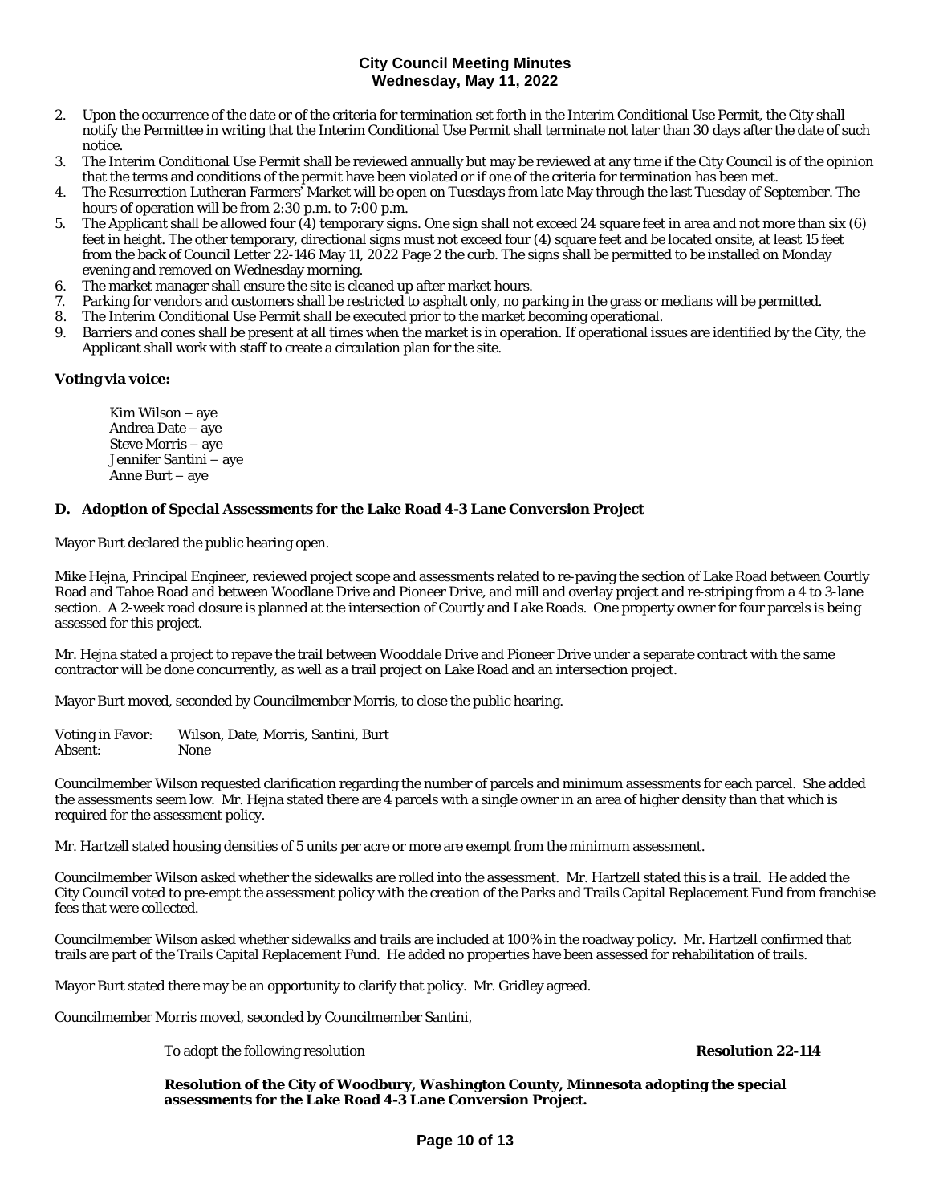2. Upon the occurrence of the date or of the criteria for termination set forth in the Interim Conditional Use Permit, the City shall notify the Permittee in writing that the Interim Conditional Use Permit shall terminate not later than 30 days after the date of such notice.
3. The Interim Conditional Use Permit shall be reviewed annually but may be reviewed at any time if the City Council is of the opinion that the terms and conditions of the permit have been violated or if one of the criteria for termination has been met.
4. The Resurrection Lutheran Farmers' Market will be open on Tuesdays from late May through the last Tuesday of September. The hours of operation will be from 2:30 p.m. to 7:00 p.m.
5. The Applicant shall be allowed four (4) temporary signs. One sign shall not exceed 24 square feet in area and not more than six (6) feet in height. The other temporary, directional signs must not exceed four (4) square feet and be located onsite, at least 15 feet from the back of Council Letter 22-146 May 11, 2022 Page 2 the curb. The signs shall be permitted to be installed on Monday evening and removed on Wednesday morning.
6. The market manager shall ensure the site is cleaned up after market hours.
7. Parking for vendors and customers shall be restricted to asphalt only, no parking in the grass or medians will be permitted.
8. The Interim Conditional Use Permit shall be executed prior to the market becoming operational.
9. Barriers and cones shall be present at all times when the market is in operation. If operational issues are identified by the City, the Applicant shall work with staff to create a circulation plan for the site.

**Voting via voice:**

Kim Wilson – aye
Andrea Date – aye
Steve Morris – aye
Jennifer Santini – aye
Anne Burt – aye

### D. Adoption of Special Assessments for the Lake Road 4-3 Lane Conversion Project

Mayor Burt declared the public hearing open.

Mike Hejna, Principal Engineer, reviewed project scope and assessments related to re-paving the section of Lake Road between Courtly Road and Tahoe Road and between Woodlane Drive and Pioneer Drive, and mill and overlay project and re-striping from a 4 to 3-lane section. A 2-week road closure is planned at the intersection of Courtly and Lake Roads. One property owner for four parcels is being assessed for this project.

Mr. Hejna stated a project to repave the trail between Wooddale Drive and Pioneer Drive under a separate contract with the same contractor will be done concurrently, as well as a trail project on Lake Road and an intersection project.

Mayor Burt moved, seconded by Councilmember Morris, to close the public hearing.

Voting in Favor: Wilson, Date, Morris, Santini, Burt
Absent: None

Councilmember Wilson requested clarification regarding the number of parcels and minimum assessments for each parcel. She added the assessments seem low. Mr. Hejna stated there are 4 parcels with a single owner in an area of higher density than that which is required for the assessment policy.

Mr. Hartzell stated housing densities of 5 units per acre or more are exempt from the minimum assessment.

Councilmember Wilson asked whether the sidewalks are rolled into the assessment. Mr. Hartzell stated this is a trail. He added the City Council voted to pre-empt the assessment policy with the creation of the Parks and Trails Capital Replacement Fund from franchise fees that were collected.

Councilmember Wilson asked whether sidewalks and trails are included at 100% in the roadway policy. Mr. Hartzell confirmed that trails are part of the Trails Capital Replacement Fund. He added no properties have been assessed for rehabilitation of trails.

Mayor Burt stated there may be an opportunity to clarify that policy. Mr. Gridley agreed.

Councilmember Morris moved, seconded by Councilmember Santini,

To adopt the following resolution **Resolution 22-114**

**Resolution of the City of Woodbury, Washington County, Minnesota adopting the special assessments for the Lake Road 4-3 Lane Conversion Project.**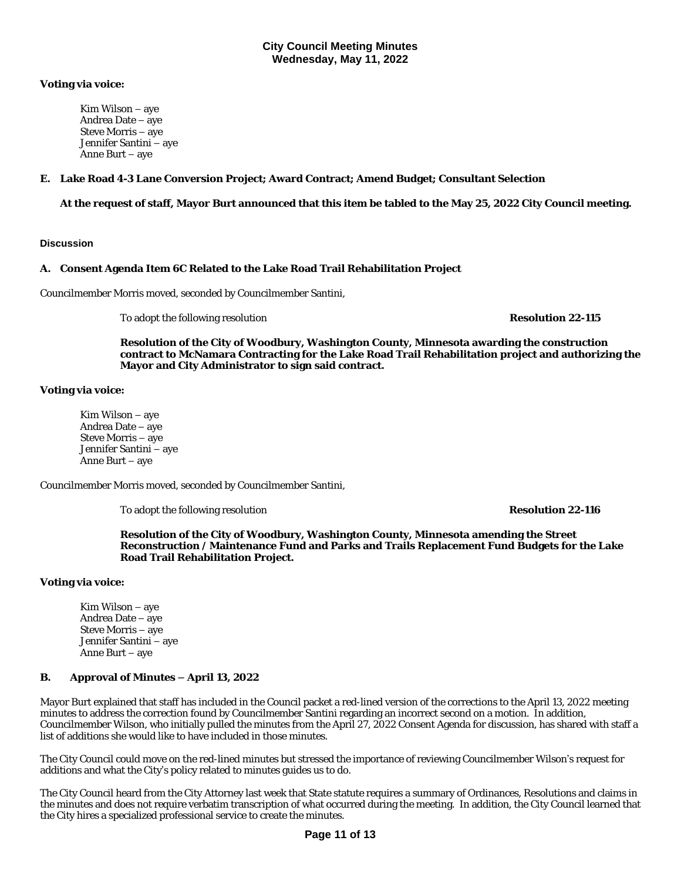**Voting via voice:**

Kim Wilson – aye
Andrea Date – aye
Steve Morris – aye
Jennifer Santini – aye
Anne Burt – aye

**E. Lake Road 4-3 Lane Conversion Project; Award Contract; Amend Budget; Consultant Selection**

**At the request of staff, Mayor Burt announced that this item be tabled to the May 25, 2022 City Council meeting.**

## Discussion

**A. Consent Agenda Item 6C Related to the Lake Road Trail Rehabilitation Project**

Councilmember Morris moved, seconded by Councilmember Santini,

To adopt the following resolution **Resolution 22-115**

**Resolution of the City of Woodbury, Washington County, Minnesota awarding the construction contract to McNamara Contracting for the Lake Road Trail Rehabilitation project and authorizing the Mayor and City Administrator to sign said contract.**

**Voting via voice:**

Kim Wilson – aye
Andrea Date – aye
Steve Morris – aye
Jennifer Santini – aye
Anne Burt – aye

Councilmember Morris moved, seconded by Councilmember Santini,

To adopt the following resolution **Resolution 22-116**

**Resolution of the City of Woodbury, Washington County, Minnesota amending the Street Reconstruction / Maintenance Fund and Parks and Trails Replacement Fund Budgets for the Lake Road Trail Rehabilitation Project.**

**Voting via voice:**

Kim Wilson – aye
Andrea Date – aye
Steve Morris – aye
Jennifer Santini – aye
Anne Burt – aye

**B. Approval of Minutes – April 13, 2022**

Mayor Burt explained that staff has included in the Council packet a red-lined version of the corrections to the April 13, 2022 meeting minutes to address the correction found by Councilmember Santini regarding an incorrect second on a motion. In addition, Councilmember Wilson, who initially pulled the minutes from the April 27, 2022 Consent Agenda for discussion, has shared with staff a list of additions she would like to have included in those minutes.

The City Council could move on the red-lined minutes but stressed the importance of reviewing Councilmember Wilson's request for additions and what the City's policy related to minutes guides us to do.

The City Council heard from the City Attorney last week that State statute requires a summary of Ordinances, Resolutions and claims in the minutes and does not require verbatim transcription of what occurred during the meeting. In addition, the City Council learned that the City hires a specialized professional service to create the minutes.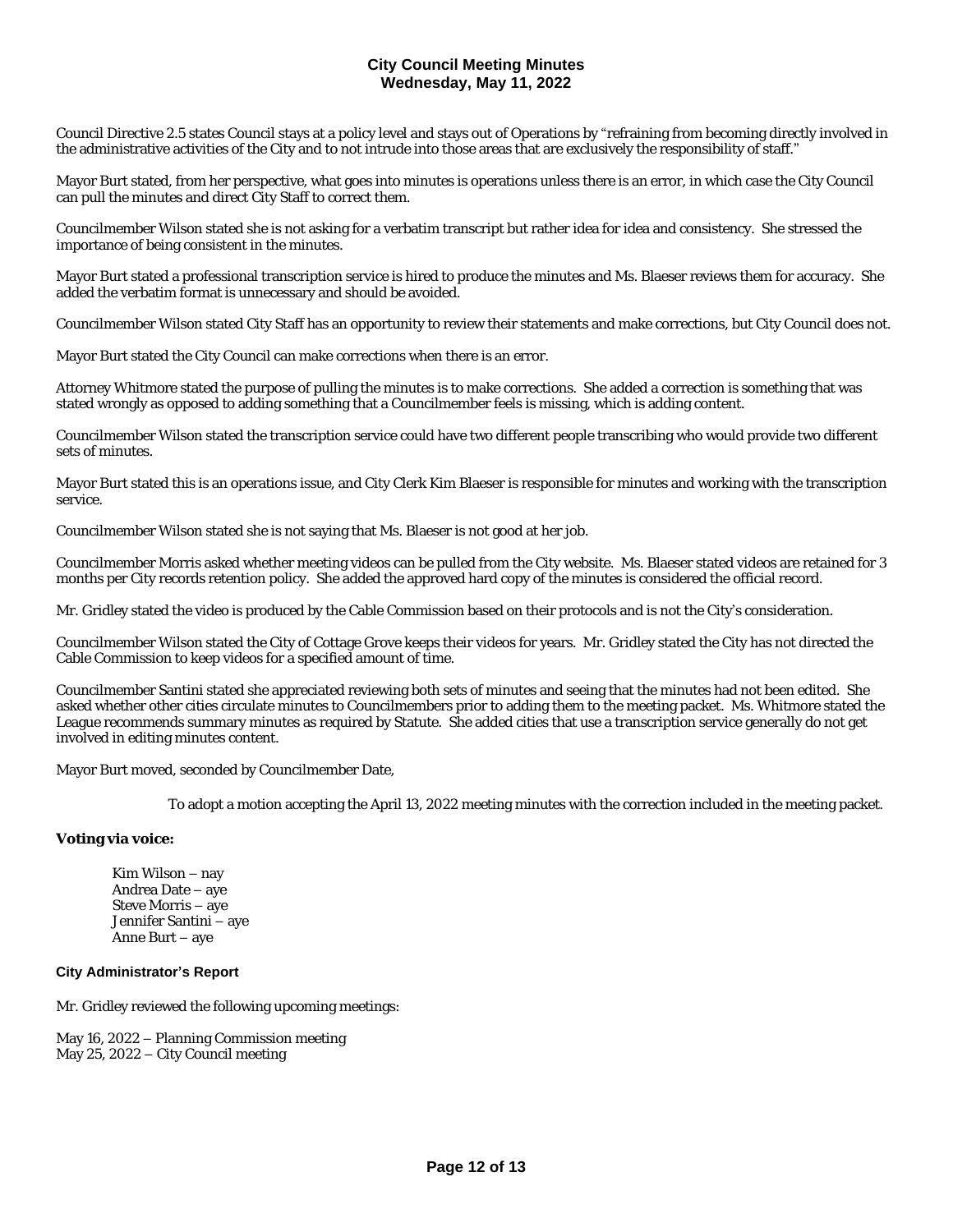Council Directive 2.5 states Council stays at a policy level and stays out of Operations by "refraining from becoming directly involved in the administrative activities of the City and to not intrude into those areas that are exclusively the responsibility of staff."

Mayor Burt stated, from her perspective, what goes into minutes is operations unless there is an error, in which case the City Council can pull the minutes and direct City Staff to correct them.

Councilmember Wilson stated she is not asking for a verbatim transcript but rather idea for idea and consistency. She stressed the importance of being consistent in the minutes.

Mayor Burt stated a professional transcription service is hired to produce the minutes and Ms. Blaeser reviews them for accuracy. She added the verbatim format is unnecessary and should be avoided.

Councilmember Wilson stated City Staff has an opportunity to review their statements and make corrections, but City Council does not.

Mayor Burt stated the City Council can make corrections when there is an error.

Attorney Whitmore stated the purpose of pulling the minutes is to make corrections. She added a correction is something that was stated wrongly as opposed to adding something that a Councilmember feels is missing, which is adding content.

Councilmember Wilson stated the transcription service could have two different people transcribing who would provide two different sets of minutes.

Mayor Burt stated this is an operations issue, and City Clerk Kim Blaeser is responsible for minutes and working with the transcription service.

Councilmember Wilson stated she is not saying that Ms. Blaeser is not good at her job.

Councilmember Morris asked whether meeting videos can be pulled from the City website. Ms. Blaeser stated videos are retained for 3 months per City records retention policy. She added the approved hard copy of the minutes is considered the official record.

Mr. Gridley stated the video is produced by the Cable Commission based on their protocols and is not the City's consideration.

Councilmember Wilson stated the City of Cottage Grove keeps their videos for years. Mr. Gridley stated the City has not directed the Cable Commission to keep videos for a specified amount of time.

Councilmember Santini stated she appreciated reviewing both sets of minutes and seeing that the minutes had not been edited. She asked whether other cities circulate minutes to Councilmembers prior to adding them to the meeting packet. Ms. Whitmore stated the League recommends summary minutes as required by Statute. She added cities that use a transcription service generally do not get involved in editing minutes content.

Mayor Burt moved, seconded by Councilmember Date,

> To adopt a motion accepting the April 13, 2022 meeting minutes with the correction included in the meeting packet.

**Voting via voice:**

Kim Wilson – nay
Andrea Date – aye
Steve Morris – aye
Jennifer Santini – aye
Anne Burt – aye

### City Administrator's Report

Mr. Gridley reviewed the following upcoming meetings:

May 16, 2022 – Planning Commission meeting
May 25, 2022 – City Council meeting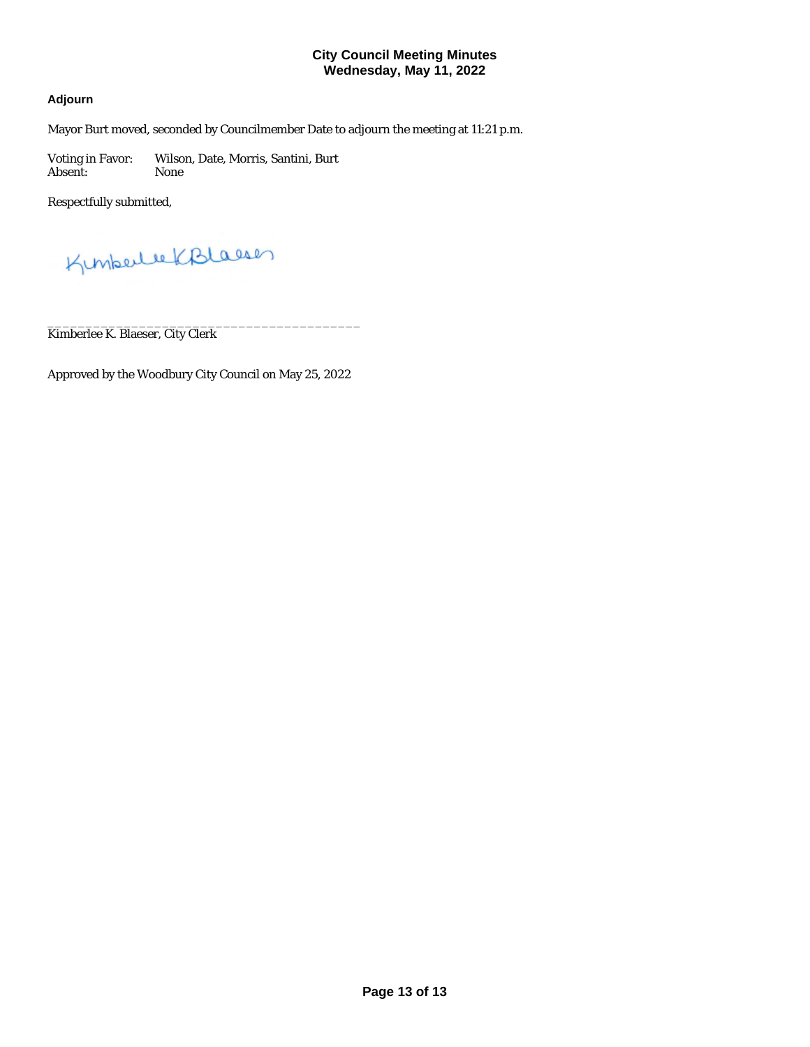### Adjourn

Mayor Burt moved, seconded by Councilmember Date to adjourn the meeting at 11:21 p.m.

| | |
|---|---|
| Voting in Favor: | Wilson, Date, Morris, Santini, Burt |
| Absent: | None |

Respectfully submitted,

Kimberlee K Blaeser

_________________________________________

Kimberlee K. Blaeser, City Clerk

Approved by the Woodbury City Council on May 25, 2022